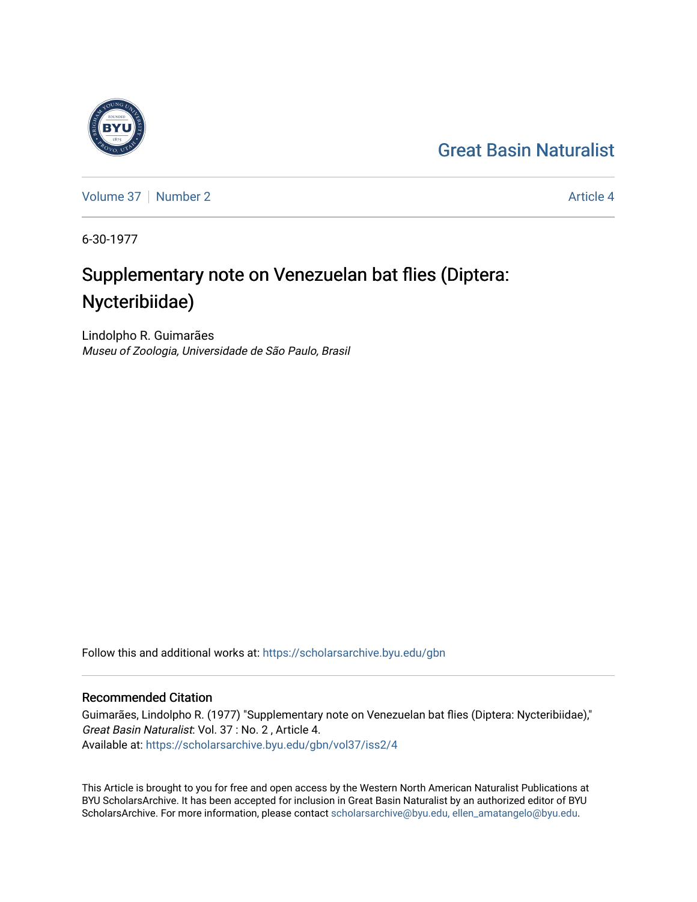Great Basin Naturalist

Volume 37 | Number 2 Article 4

6-30-1977

# Supplementary note on Venezuelan bat flies (Diptera: Nycteribiidae)

Lindolpho R. Guimarães
*Museu of Zoologia, Universidade de São Paulo, Brasil*

Follow this and additional works at: https://scholarsarchive.byu.edu/gbn

## Recommended Citation

Guimarães, Lindolpho R. (1977) "Supplementary note on Venezuelan bat flies (Diptera: Nycteribiidae)," *Great Basin Naturalist*: Vol. 37 : No. 2 , Article 4.
Available at: https://scholarsarchive.byu.edu/gbn/vol37/iss2/4

This Article is brought to you for free and open access by the Western North American Naturalist Publications at BYU ScholarsArchive. It has been accepted for inclusion in Great Basin Naturalist by an authorized editor of BYU ScholarsArchive. For more information, please contact scholarsarchive@byu.edu, ellen_amatangelo@byu.edu.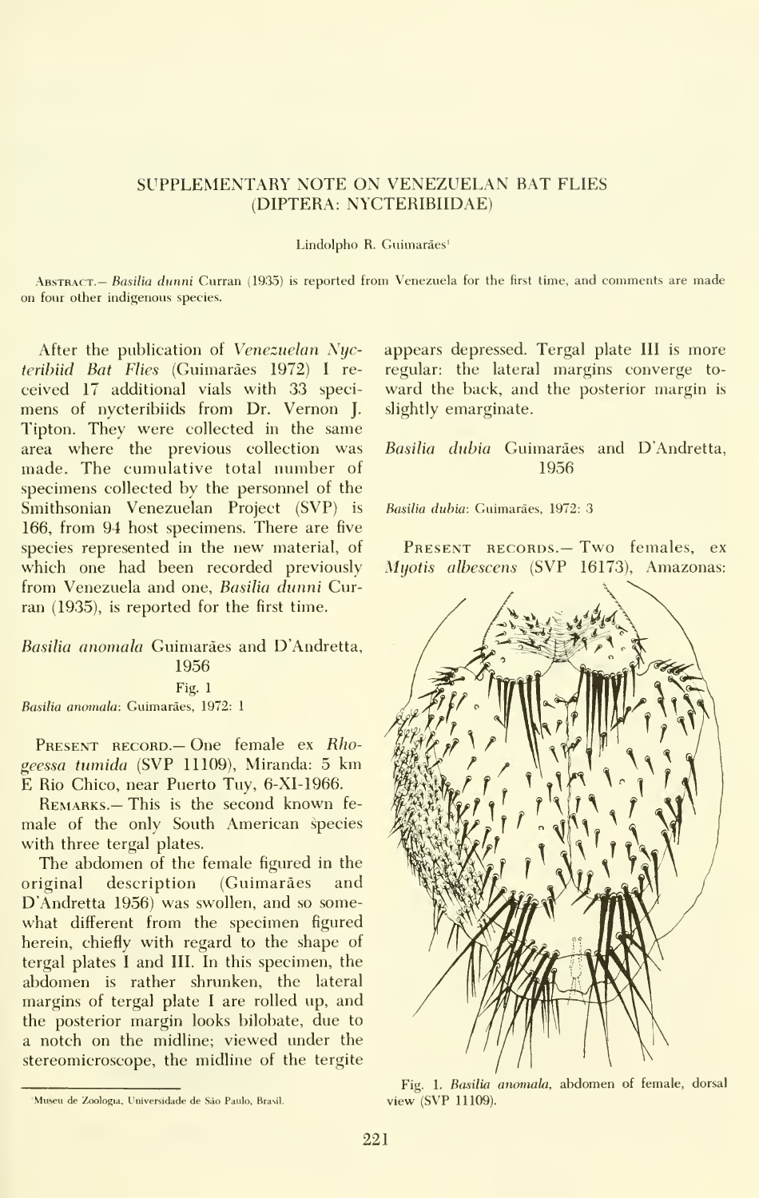# SUPPLEMENTARY NOTE ON VENEZUELAN BAT FLIES (DIPTERA: NYCTERIBIIDAE)

Lindolpho R. Guimarães[1]

ABSTRACT.— *Basilia dunni* Curran (1935) is reported from Venezuela for the first time, and comments are made on four other indigenous species.

After the publication of *Venezuelan Nycteribiid Bat Flies* (Guimarães 1972) I received 17 additional vials with 33 specimens of nycteribiids from Dr. Vernon J. Tipton. They were collected in the same area where the previous collection was made. The cumulative total number of specimens collected by the personnel of the Smithsonian Venezuelan Project (SVP) is 166, from 94 host specimens. There are five species represented in the new material, of which one had been recorded previously from Venezuela and one, *Basilia dunni* Curran (1935), is reported for the first time.

## *Basilia anomala* Guimarães and D'Andretta, 1956

Fig. 1

*Basilia anomala*: Guimarães, 1972: 1

PRESENT RECORD.— One female ex *Rhogeessa tumida* (SVP 11109), Miranda: 5 km E Rio Chico, near Puerto Tuy, 6-XI-1966.

REMARKS.— This is the second known female of the only South American species with three tergal plates.

The abdomen of the female figured in the original description (Guimarães and D'Andretta 1956) was swollen, and so somewhat different from the specimen figured herein, chiefly with regard to the shape of tergal plates I and III. In this specimen, the abdomen is rather shrunken, the lateral margins of tergal plate I are rolled up, and the posterior margin looks bilobate, due to a notch on the midline; viewed under the stereomicroscope, the midline of the tergite appears depressed. Tergal plate III is more regular: the lateral margins converge toward the back, and the posterior margin is slightly emarginate.

## *Basilia dubia* Guimarães and D'Andretta, 1956

*Basilia dubia*: Guimarães, 1972: 3

PRESENT RECORDS.— Two females, ex *Myotis albescens* (SVP 16173), Amazonas:

Fig. 1. *Basilia anomala*, abdomen of female, dorsal view (SVP 11109).

[1]Museu de Zoologia, Universidade de São Paulo, Brasil.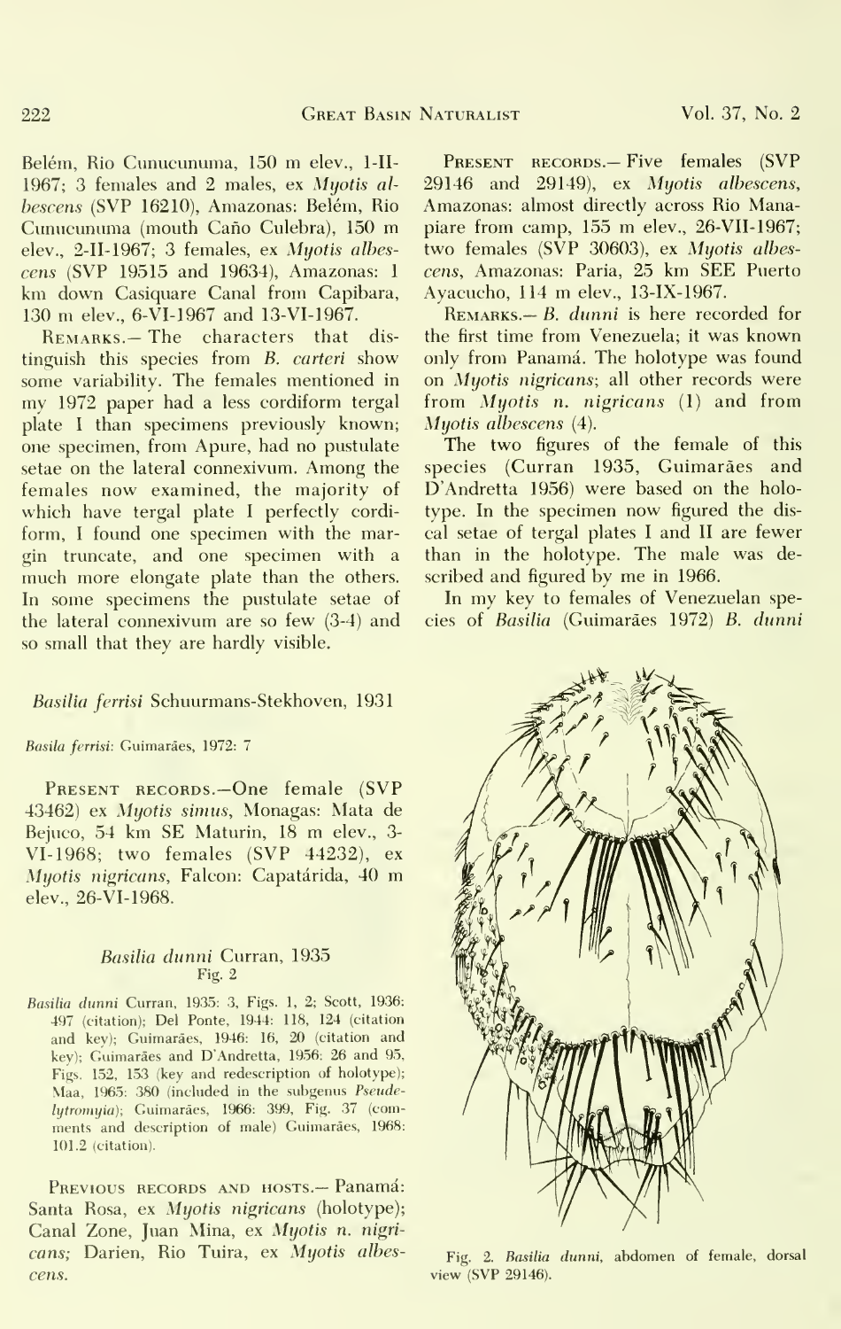Belém, Rio Cunucunuma, 150 m elev., 1-II-1967; 3 females and 2 males, ex *Myotis albescens* (SVP 16210), Amazonas: Belém, Rio Cunucunuma (mouth Caño Culebra), 150 m elev., 2-II-1967; 3 females, ex *Myotis albescens* (SVP 19515 and 19634), Amazonas: 1 km down Casiquare Canal from Capibara, 130 m elev., 6-VI-1967 and 13-VI-1967.

Remarks.— The characters that distinguish this species from *B. carteri* show some variability. The females mentioned in my 1972 paper had a less cordiform tergal plate I than specimens previously known; one specimen, from Apure, had no pustulate setae on the lateral connexivum. Among the females now examined, the majority of which have tergal plate I perfectly cordiform, I found one specimen with the margin truncate, and one specimen with a much more elongate plate than the others. In some specimens the pustulate setae of the lateral connexivum are so few (3-4) and so small that they are hardly visible.

### *Basilia ferrisi* Schuurmans-Stekhoven, 1931

*Basila ferrisi*: Guimarães, 1972: 7

Present records.—One female (SVP 43462) ex *Myotis simus*, Monagas: Mata de Bejuco, 54 km SE Maturin, 18 m elev., 3-VI-1968; two females (SVP 44232), ex *Myotis nigricans*, Falcon: Capatárida, 40 m elev., 26-VI-1968.

### *Basilia dunni* Curran, 1935
Fig. 2

*Basilia dunni* Curran, 1935: 3, Figs. 1, 2; Scott, 1936: 497 (citation); Del Ponte, 1944: 118, 124 (citation and key); Guimarães, 1946: 16, 20 (citation and key); Guimarães and D'Andretta, 1956: 26 and 95, Figs. 152, 153 (key and redescription of holotype); Maa, 1965: 380 (included in the subgenus *Pseudelytromyia*); Guimarães, 1966: 399, Fig. 37 (comments and description of male) Guimarães, 1968: 101.2 (citation).

Previous records and hosts.— Panamá: Santa Rosa, ex *Myotis nigricans* (holotype); Canal Zone, Juan Mina, ex *Myotis n. nigricans;* Darien, Rio Tuira, ex *Myotis albescens.*

Present records.— Five females (SVP 29146 and 29149), ex *Myotis albescens*, Amazonas: almost directly across Rio Manapiare from camp, 155 m elev., 26-VII-1967; two females (SVP 30603), ex *Myotis albescens*, Amazonas: Paria, 25 km SEE Puerto Ayacucho, 114 m elev., 13-IX-1967.

Remarks.— *B. dunni* is here recorded for the first time from Venezuela; it was known only from Panamá. The holotype was found on *Myotis nigricans*; all other records were from *Myotis n. nigricans* (1) and from *Myotis albescens* (4).

The two figures of the female of this species (Curran 1935, Guimarães and D'Andretta 1956) were based on the holotype. In the specimen now figured the discal setae of tergal plates I and II are fewer than in the holotype. The male was described and figured by me in 1966.

In my key to females of Venezuelan species of *Basilia* (Guimarães 1972) *B. dunni*

Fig. 2. *Basilia dunni*, abdomen of female, dorsal view (SVP 29146).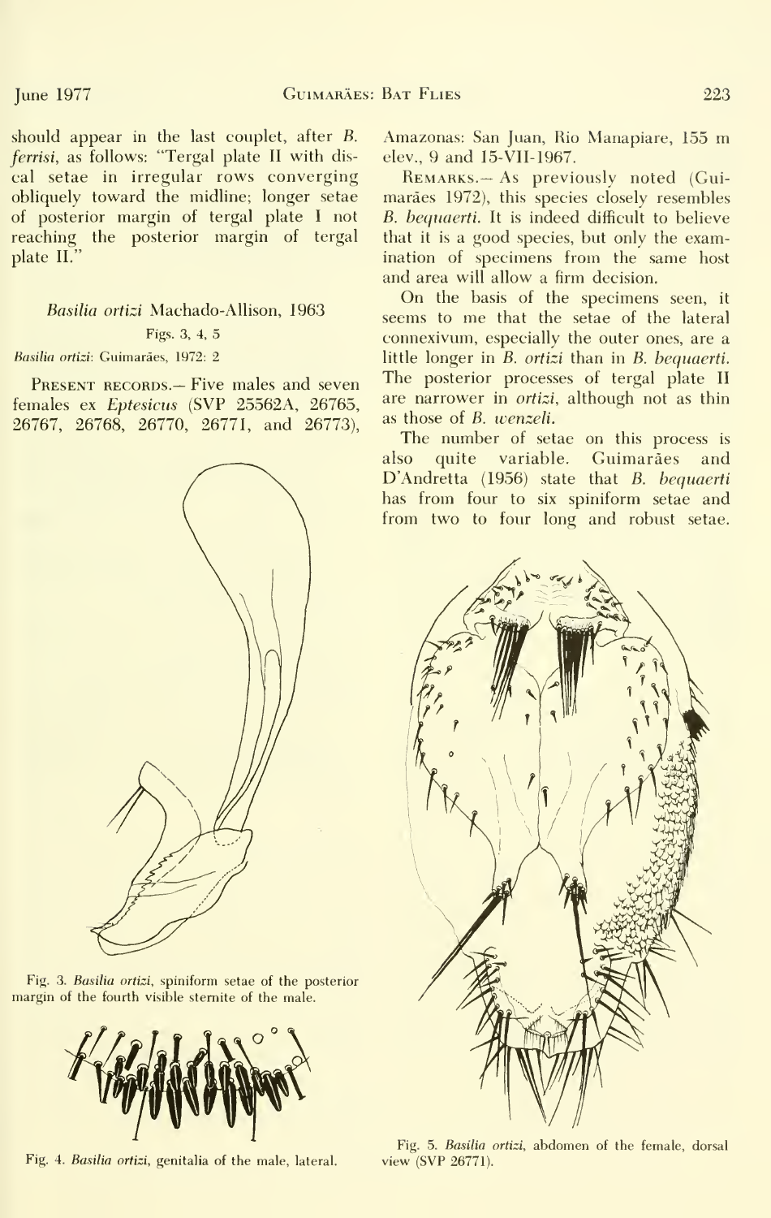should appear in the last couplet, after *B. ferrisi*, as follows: "Tergal plate II with discal setae in irregular rows converging obliquely toward the midline; longer setae of posterior margin of tergal plate I not reaching the posterior margin of tergal plate II."

### *Basilia ortizi* Machado-Allison, 1963

Figs. 3, 4, 5

*Basilia ortizi*: Guimarães, 1972: 2

PRESENT RECORDS.— Five males and seven females ex *Eptesicus* (SVP 25562A, 26765, 26767, 26768, 26770, 26771, and 26773), Amazonas: San Juan, Rio Manapiare, 155 m elev., 9 and 15-VII-1967.

REMARKS.— As previously noted (Guimarães 1972), this species closely resembles *B. bequaerti*. It is indeed difficult to believe that it is a good species, but only the examination of specimens from the same host and area will allow a firm decision.

On the basis of the specimens seen, it seems to me that the setae of the lateral connexivum, especially the outer ones, are a little longer in *B. ortizi* than in *B. bequaerti*. The posterior processes of tergal plate II are narrower in *ortizi*, although not as thin as those of *B. wenzeli*.

The number of setae on this process is also quite variable. Guimarães and D'Andretta (1956) state that *B. bequaerti* has from four to six spiniform setae and from two to four long and robust setae.

Fig. 3. *Basilia ortizi*, spiniform setae of the posterior margin of the fourth visible sternite of the male.

Fig. 4. *Basilia ortizi*, genitalia of the male, lateral.

Fig. 5. *Basilia ortizi*, abdomen of the female, dorsal view (SVP 26771).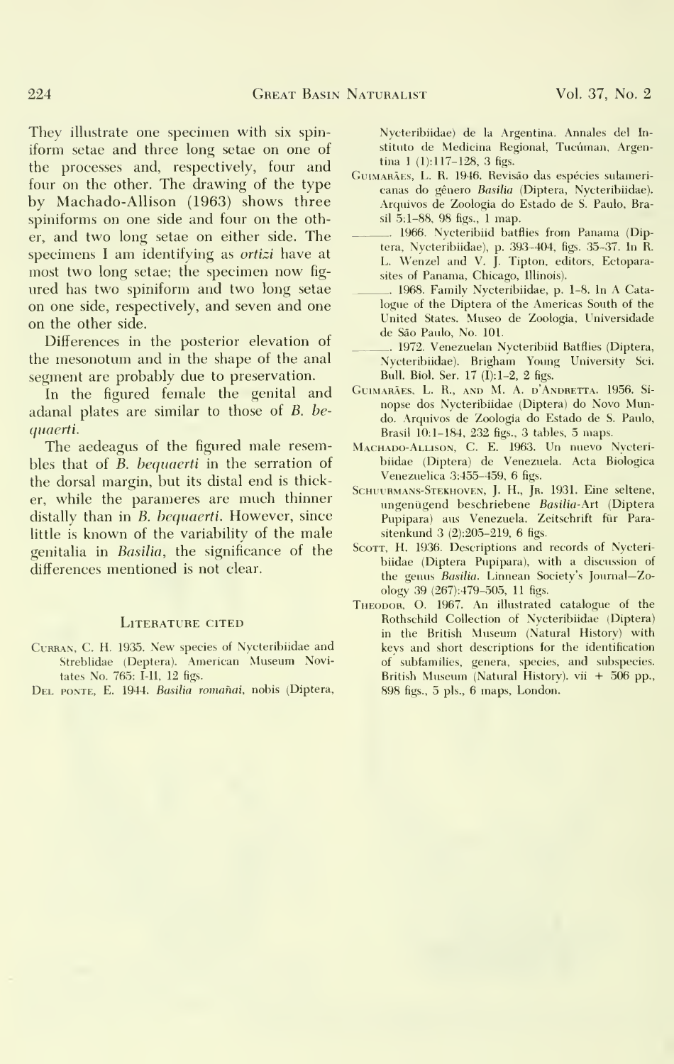They illustrate one specimen with six spiniform setae and three long setae on one of the processes and, respectively, four and four on the other. The drawing of the type by Machado-Allison (1963) shows three spiniforms on one side and four on the other, and two long setae on either side. The specimens I am identifying as *ortizi* have at most two long setae; the specimen now figured has two spiniform and two long setae on one side, respectively, and seven and one on the other side.

Differences in the posterior elevation of the mesonotum and in the shape of the anal segment are probably due to preservation.

In the figured female the genital and adanal plates are similar to those of *B. bequaerti*.

The aedeagus of the figured male resembles that of *B. bequaerti* in the serration of the dorsal margin, but its distal end is thicker, while the parameres are much thinner distally than in *B. bequaerti*. However, since little is known of the variability of the male genitalia in *Basilia*, the significance of the differences mentioned is not clear.

## Literature Cited

Curran, C. H. 1935. New species of Nycteribiidae and Streblidae (Deptera). American Museum Novitates No. 765: I-11, 12 figs.

Del ponte, E. 1944. *Basilia romañai*, nobis (Diptera, Nycteribiidae) de la Argentina. Annales del Instituto de Medicina Regional, Tucúman, Argentina 1 (1):117–128, 3 figs.

Guimarães, L. R. 1946. Revisão das espécies sulamericanas do gênero *Basilia* (Diptera, Nycteribiidae). Arquivos de Zoologia do Estado de S. Paulo, Brasil 5:1–88, 98 figs., 1 map.

———. 1966. Nycteribiid batflies from Panama (Diptera, Nycteribiidae), p. 393–404, figs. 35–37. In R. L. Wenzel and V. J. Tipton, editors, Ectoparasites of Panama, Chicago, Illinois).

———. 1968. Family Nycteribiidae, p. 1–8. In A Catalogue of the Diptera of the Americas South of the United States. Museo de Zoologia, Universidade de São Paulo, No. 101.

———. 1972. Venezuelan Nycteribiid Batflies (Diptera, Nycteribiidae). Brigham Young University Sci. Bull. Biol. Ser. 17 (I):1–2, 2 figs.

Guimarães, L. R., and M. A. d'Andretta. 1956. Sinopse dos Nycteribiidae (Diptera) do Novo Mundo. Arquivos de Zoologia do Estado de S. Paulo, Brasil 10:1–184, 232 figs., 3 tables, 5 maps.

Machado-Allison, C. E. 1963. Un nuevo Nycteribiidae (Diptera) de Venezuela. Acta Biologica Venezuelica 3:455–459, 6 figs.

Schuurmans-Stekhoven, J. H., Jr. 1931. Eine seltene, ungenügend beschriebene *Basilia*-Art (Diptera Pupipara) aus Venezuela. Zeitschrift für Parasitenkund 3 (2):205–219, 6 figs.

Scott, H. 1936. Descriptions and records of Nycteribiidae (Diptera Pupipara), with a discussion of the genus *Basilia*. Linnean Society's Journal—Zoology 39 (267):479–505, 11 figs.

Theodor, O. 1967. An illustrated catalogue of the Rothschild Collection of Nycteribiidae (Diptera) in the British Museum (Natural History) with keys and short descriptions for the identification of subfamilies, genera, species, and subspecies. British Museum (Natural History). vii + 506 pp., 898 figs., 5 pls., 6 maps, London.